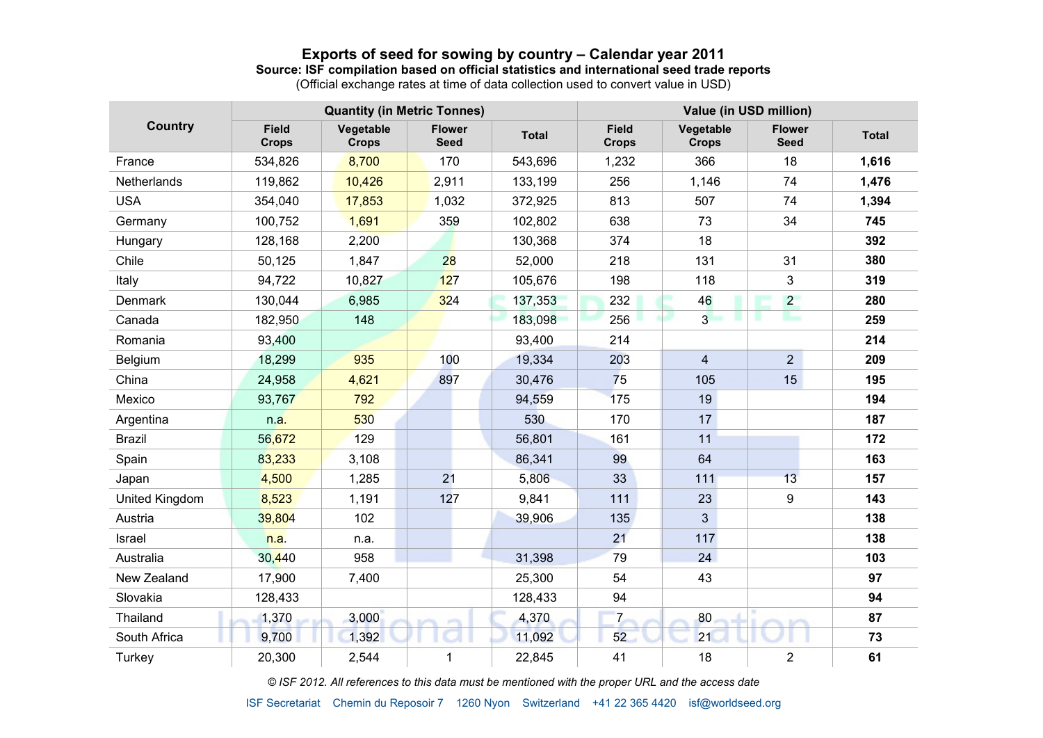# Exports of seed for sowing by country – Calendar year 2011

**Source: ISF compilation based on official statistics and international seed trade reports**

(Official exchange rates at time of data collection used to convert value in USD)

| Country | Quantity (in Metric Tonnes) | | | | Value (in USD million) | | | |
|---|---|---|---|---|---|---|---|---|
| | Field Crops | Vegetable Crops | Flower Seed | Total | Field Crops | Vegetable Crops | Flower Seed | Total |
| France | 534,826 | 8,700 | 170 | 543,696 | 1,232 | 366 | 18 | **1,616** |
| Netherlands | 119,862 | 10,426 | 2,911 | 133,199 | 256 | 1,146 | 74 | **1,476** |
| USA | 354,040 | 17,853 | 1,032 | 372,925 | 813 | 507 | 74 | **1,394** |
| Germany | 100,752 | 1,691 | 359 | 102,802 | 638 | 73 | 34 | **745** |
| Hungary | 128,168 | 2,200 | | 130,368 | 374 | 18 | | **392** |
| Chile | 50,125 | 1,847 | 28 | 52,000 | 218 | 131 | 31 | **380** |
| Italy | 94,722 | 10,827 | 127 | 105,676 | 198 | 118 | 3 | **319** |
| Denmark | 130,044 | 6,985 | 324 | 137,353 | 232 | 46 | 2 | **280** |
| Canada | 182,950 | 148 | | 183,098 | 256 | 3 | | **259** |
| Romania | 93,400 | | | 93,400 | 214 | | | **214** |
| Belgium | 18,299 | 935 | 100 | 19,334 | 203 | 4 | 2 | **209** |
| China | 24,958 | 4,621 | 897 | 30,476 | 75 | 105 | 15 | **195** |
| Mexico | 93,767 | 792 | | 94,559 | 175 | 19 | | **194** |
| Argentina | n.a. | 530 | | 530 | 170 | 17 | | **187** |
| Brazil | 56,672 | 129 | | 56,801 | 161 | 11 | | **172** |
| Spain | 83,233 | 3,108 | | 86,341 | 99 | 64 | | **163** |
| Japan | 4,500 | 1,285 | 21 | 5,806 | 33 | 111 | 13 | **157** |
| United Kingdom | 8,523 | 1,191 | 127 | 9,841 | 111 | 23 | 9 | **143** |
| Austria | 39,804 | 102 | | 39,906 | 135 | 3 | | **138** |
| Israel | n.a. | n.a. | | | 21 | 117 | | **138** |
| Australia | 30,440 | 958 | | 31,398 | 79 | 24 | | **103** |
| New Zealand | 17,900 | 7,400 | | 25,300 | 54 | 43 | | **97** |
| Slovakia | 128,433 | | | 128,433 | 94 | | | **94** |
| Thailand | 1,370 | 3,000 | | 4,370 | 7 | 80 | | **87** |
| South Africa | 9,700 | 1,392 | | 11,092 | 52 | 21 | | **73** |
| Turkey | 20,300 | 2,544 | 1 | 22,845 | 41 | 18 | 2 | **61** |

*© ISF 2012. All references to this data must be mentioned with the proper URL and the access date*

ISF Secretariat Chemin du Reposoir 7 1260 Nyon Switzerland +41 22 365 4420 isf@worldseed.org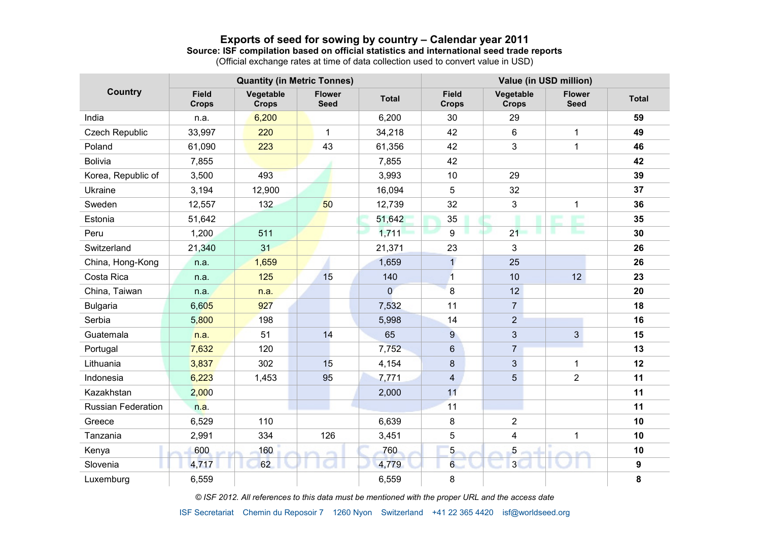# Exports of seed for sowing by country – Calendar year 2011

**Source: ISF compilation based on official statistics and international seed trade reports**

(Official exchange rates at time of data collection used to convert value in USD)

| Country | Quantity (in Metric Tonnes) | | | | Value (in USD million) | | | |
|---|---|---|---|---|---|---|---|---|
| | Field Crops | Vegetable Crops | Flower Seed | Total | Field Crops | Vegetable Crops | Flower Seed | Total |
| India | n.a. | 6,200 | | 6,200 | 30 | 29 | | **59** |
| Czech Republic | 33,997 | 220 | 1 | 34,218 | 42 | 6 | 1 | **49** |
| Poland | 61,090 | 223 | 43 | 61,356 | 42 | 3 | 1 | **46** |
| Bolivia | 7,855 | | | 7,855 | 42 | | | **42** |
| Korea, Republic of | 3,500 | 493 | | 3,993 | 10 | 29 | | **39** |
| Ukraine | 3,194 | 12,900 | | 16,094 | 5 | 32 | | **37** |
| Sweden | 12,557 | 132 | 50 | 12,739 | 32 | 3 | 1 | **36** |
| Estonia | 51,642 | | | 51,642 | 35 | | | **35** |
| Peru | 1,200 | 511 | | 1,711 | 9 | 21 | | **30** |
| Switzerland | 21,340 | 31 | | 21,371 | 23 | 3 | | **26** |
| China, Hong-Kong | n.a. | 1,659 | | 1,659 | 1 | 25 | | **26** |
| Costa Rica | n.a. | 125 | 15 | 140 | 1 | 10 | 12 | **23** |
| China, Taiwan | n.a. | n.a. | | 0 | 8 | 12 | | **20** |
| Bulgaria | 6,605 | 927 | | 7,532 | 11 | 7 | | **18** |
| Serbia | 5,800 | 198 | | 5,998 | 14 | 2 | | **16** |
| Guatemala | n.a. | 51 | 14 | 65 | 9 | 3 | 3 | **15** |
| Portugal | 7,632 | 120 | | 7,752 | 6 | 7 | | **13** |
| Lithuania | 3,837 | 302 | 15 | 4,154 | 8 | 3 | 1 | **12** |
| Indonesia | 6,223 | 1,453 | 95 | 7,771 | 4 | 5 | 2 | **11** |
| Kazakhstan | 2,000 | | | 2,000 | 11 | | | **11** |
| Russian Federation | n.a. | | | | 11 | | | **11** |
| Greece | 6,529 | 110 | | 6,639 | 8 | 2 | | **10** |
| Tanzania | 2,991 | 334 | 126 | 3,451 | 5 | 4 | 1 | **10** |
| Kenya | 600 | 160 | | 760 | 5 | 5 | | **10** |
| Slovenia | 4,717 | 62 | | 4,779 | 6 | 3 | | **9** |
| Luxemburg | 6,559 | | | 6,559 | 8 | | | **8** |

*© ISF 2012. All references to this data must be mentioned with the proper URL and the access date*

ISF Secretariat Chemin du Reposoir 7 1260 Nyon Switzerland +41 22 365 4420 isf@worldseed.org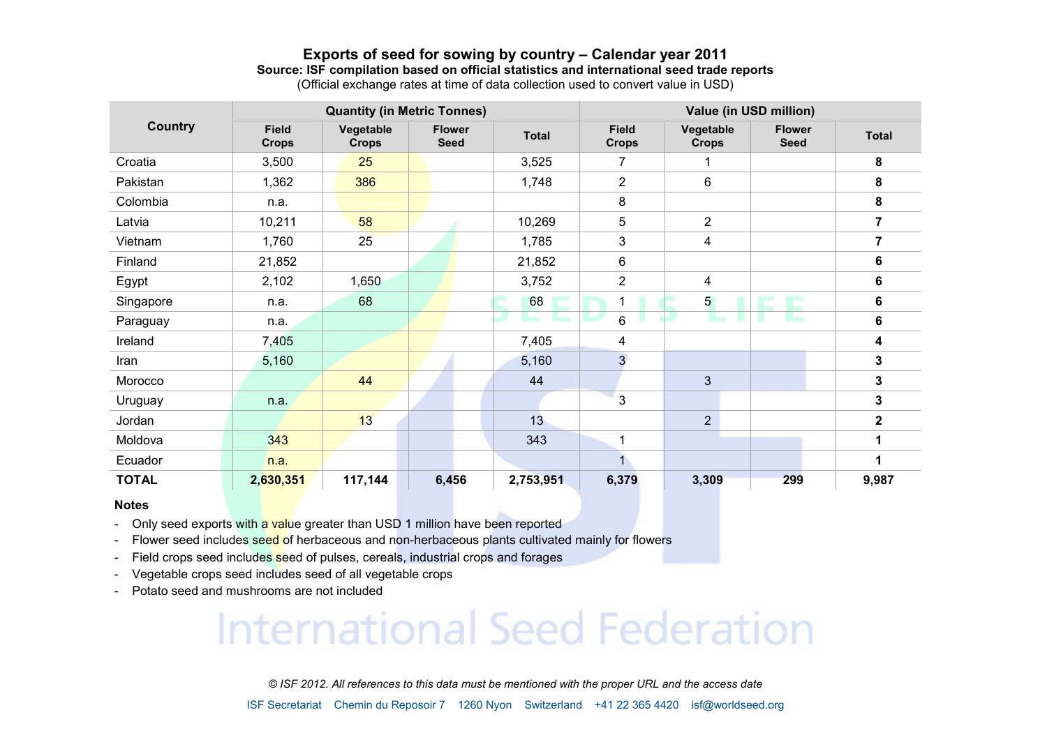**Exports of seed for sowing by country – Calendar year 2011**
**Source: ISF compilation based on official statistics and international seed trade reports**
(Official exchange rates at time of data collection used to convert value in USD)

| Country | Quantity (in Metric Tonnes) | | | | Value (in USD million) | | | |
|---|---|---|---|---|---|---|---|---|
| | Field Crops | Vegetable Crops | Flower Seed | Total | Field Crops | Vegetable Crops | Flower Seed | Total |
| Croatia | 3,500 | 25 | | 3,525 | 7 | 1 | | **8** |
| Pakistan | 1,362 | 386 | | 1,748 | 2 | 6 | | **8** |
| Colombia | n.a. | | | | 8 | | | **8** |
| Latvia | 10,211 | 58 | | 10,269 | 5 | 2 | | **7** |
| Vietnam | 1,760 | 25 | | 1,785 | 3 | 4 | | **7** |
| Finland | 21,852 | | | 21,852 | 6 | | | **6** |
| Egypt | 2,102 | 1,650 | | 3,752 | 2 | 4 | | **6** |
| Singapore | n.a. | 68 | | 68 | 1 | 5 | | **6** |
| Paraguay | n.a. | | | | 6 | | | **6** |
| Ireland | 7,405 | | | 7,405 | 4 | | | **4** |
| Iran | 5,160 | | | 5,160 | 3 | | | **3** |
| Morocco | | 44 | | 44 | | 3 | | **3** |
| Uruguay | n.a. | | | | 3 | | | **3** |
| Jordan | | 13 | | 13 | | 2 | | **2** |
| Moldova | 343 | | | 343 | 1 | | | **1** |
| Ecuador | n.a. | | | | 1 | | | **1** |
| **TOTAL** | **2,630,351** | **117,144** | **6,456** | **2,753,951** | **6,379** | **3,309** | **299** | **9,987** |

**Notes**

- Only seed exports with a value greater than USD 1 million have been reported
- Flower seed includes seed of herbaceous and non-herbaceous plants cultivated mainly for flowers
- Field crops seed includes seed of pulses, cereals, industrial crops and forages
- Vegetable crops seed includes seed of all vegetable crops
- Potato seed and mushrooms are not included

International Seed Federation

*© ISF 2012. All references to this data must be mentioned with the proper URL and the access date*

ISF Secretariat Chemin du Reposoir 7 1260 Nyon Switzerland +41 22 365 4420 isf@worldseed.org